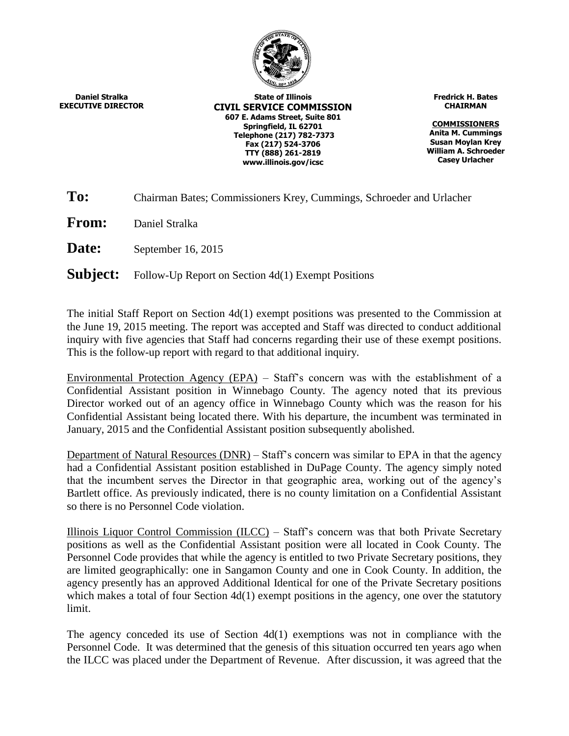**Daniel Stralka**
**EXECUTIVE DIRECTOR**

**State of Illinois**
**CIVIL SERVICE COMMISSION**
**607 E. Adams Street, Suite 801**
**Springfield, IL 62701**
**Telephone (217) 782-7373**
**Fax (217) 524-3706**
**TTY (888) 261-2819**
**www.illinois.gov/icsc**

**Fredrick H. Bates**
**CHAIRMAN**

**COMMISSIONERS**
**Anita M. Cummings**
**Susan Moylan Krey**
**William A. Schroeder**
**Casey Urlacher**

**To:** Chairman Bates; Commissioners Krey, Cummings, Schroeder and Urlacher

**From:** Daniel Stralka

**Date:** September 16, 2015

**Subject:** Follow-Up Report on Section 4d(1) Exempt Positions

The initial Staff Report on Section 4d(1) exempt positions was presented to the Commission at the June 19, 2015 meeting. The report was accepted and Staff was directed to conduct additional inquiry with five agencies that Staff had concerns regarding their use of these exempt positions. This is the follow-up report with regard to that additional inquiry.

Environmental Protection Agency (EPA) – Staff's concern was with the establishment of a Confidential Assistant position in Winnebago County. The agency noted that its previous Director worked out of an agency office in Winnebago County which was the reason for his Confidential Assistant being located there. With his departure, the incumbent was terminated in January, 2015 and the Confidential Assistant position subsequently abolished.

Department of Natural Resources (DNR) – Staff's concern was similar to EPA in that the agency had a Confidential Assistant position established in DuPage County. The agency simply noted that the incumbent serves the Director in that geographic area, working out of the agency's Bartlett office. As previously indicated, there is no county limitation on a Confidential Assistant so there is no Personnel Code violation.

Illinois Liquor Control Commission (ILCC) – Staff's concern was that both Private Secretary positions as well as the Confidential Assistant position were all located in Cook County. The Personnel Code provides that while the agency is entitled to two Private Secretary positions, they are limited geographically: one in Sangamon County and one in Cook County. In addition, the agency presently has an approved Additional Identical for one of the Private Secretary positions which makes a total of four Section 4d(1) exempt positions in the agency, one over the statutory limit.

The agency conceded its use of Section 4d(1) exemptions was not in compliance with the Personnel Code. It was determined that the genesis of this situation occurred ten years ago when the ILCC was placed under the Department of Revenue. After discussion, it was agreed that the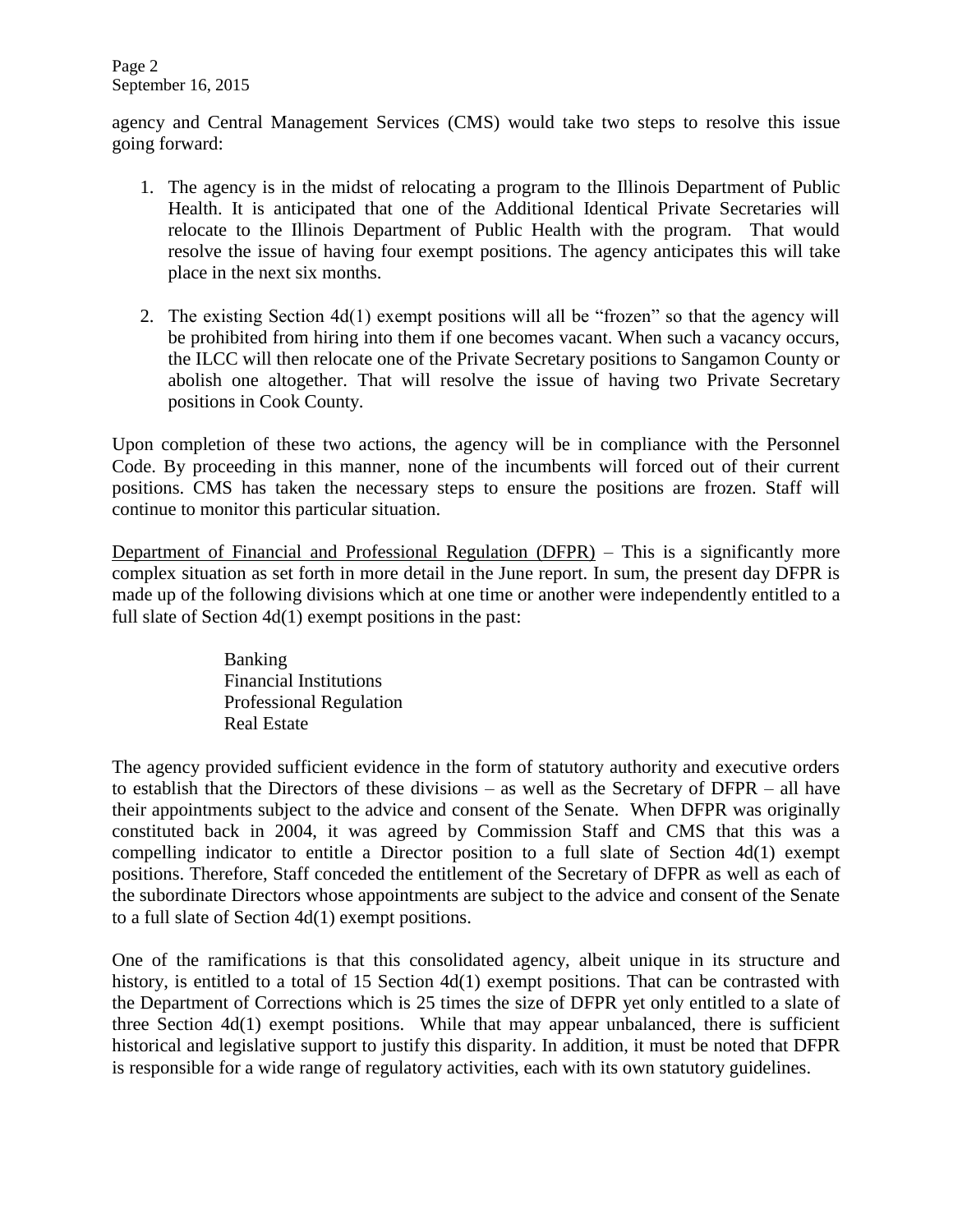agency and Central Management Services (CMS) would take two steps to resolve this issue going forward:

1. The agency is in the midst of relocating a program to the Illinois Department of Public Health. It is anticipated that one of the Additional Identical Private Secretaries will relocate to the Illinois Department of Public Health with the program. That would resolve the issue of having four exempt positions. The agency anticipates this will take place in the next six months.

2. The existing Section 4d(1) exempt positions will all be "frozen" so that the agency will be prohibited from hiring into them if one becomes vacant. When such a vacancy occurs, the ILCC will then relocate one of the Private Secretary positions to Sangamon County or abolish one altogether. That will resolve the issue of having two Private Secretary positions in Cook County.

Upon completion of these two actions, the agency will be in compliance with the Personnel Code. By proceeding in this manner, none of the incumbents will forced out of their current positions. CMS has taken the necessary steps to ensure the positions are frozen. Staff will continue to monitor this particular situation.

Department of Financial and Professional Regulation (DFPR) – This is a significantly more complex situation as set forth in more detail in the June report. In sum, the present day DFPR is made up of the following divisions which at one time or another were independently entitled to a full slate of Section 4d(1) exempt positions in the past:

Banking
Financial Institutions
Professional Regulation
Real Estate

The agency provided sufficient evidence in the form of statutory authority and executive orders to establish that the Directors of these divisions – as well as the Secretary of DFPR – all have their appointments subject to the advice and consent of the Senate. When DFPR was originally constituted back in 2004, it was agreed by Commission Staff and CMS that this was a compelling indicator to entitle a Director position to a full slate of Section 4d(1) exempt positions. Therefore, Staff conceded the entitlement of the Secretary of DFPR as well as each of the subordinate Directors whose appointments are subject to the advice and consent of the Senate to a full slate of Section 4d(1) exempt positions.

One of the ramifications is that this consolidated agency, albeit unique in its structure and history, is entitled to a total of 15 Section 4d(1) exempt positions. That can be contrasted with the Department of Corrections which is 25 times the size of DFPR yet only entitled to a slate of three Section 4d(1) exempt positions. While that may appear unbalanced, there is sufficient historical and legislative support to justify this disparity. In addition, it must be noted that DFPR is responsible for a wide range of regulatory activities, each with its own statutory guidelines.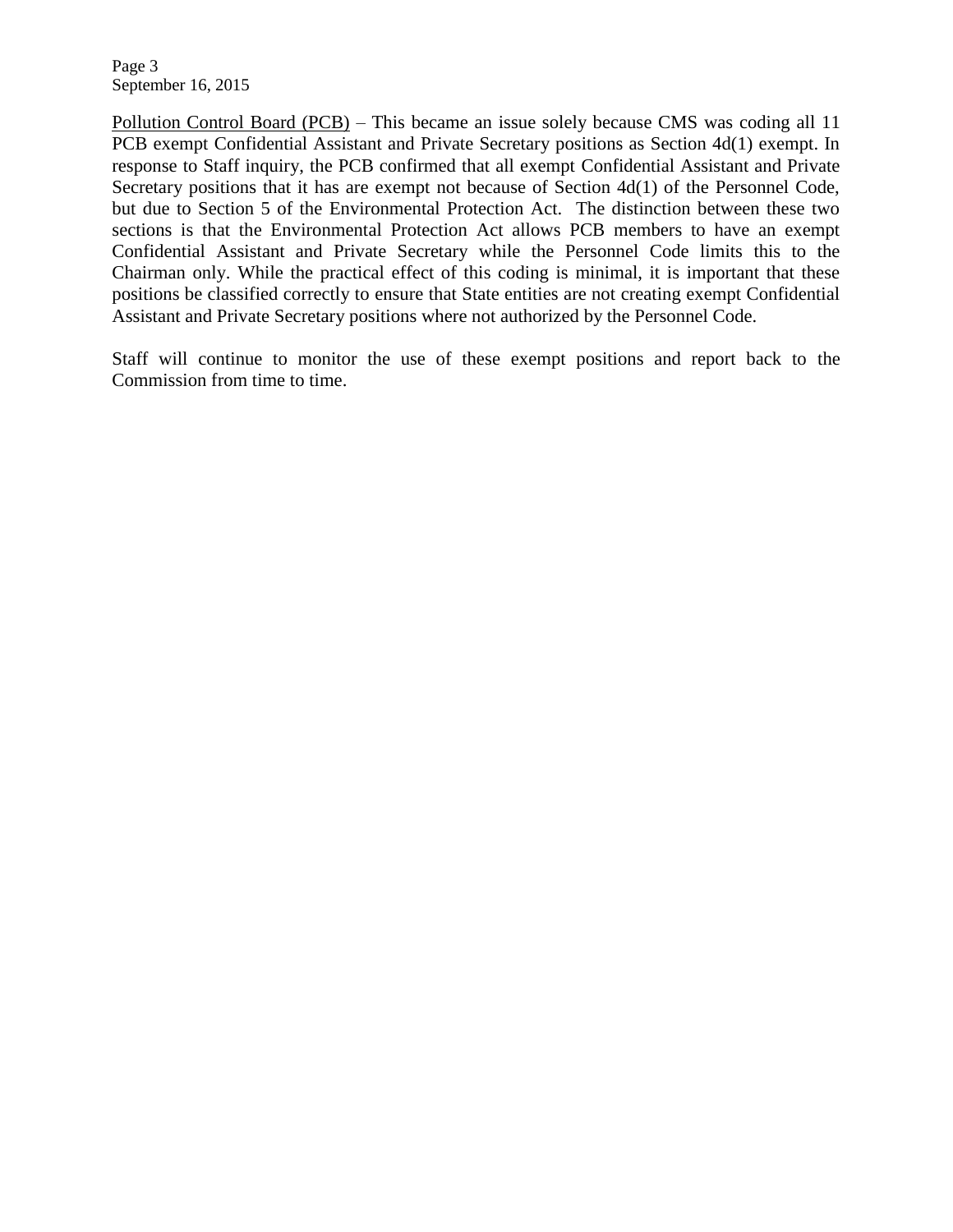Pollution Control Board (PCB) – This became an issue solely because CMS was coding all 11 PCB exempt Confidential Assistant and Private Secretary positions as Section 4d(1) exempt. In response to Staff inquiry, the PCB confirmed that all exempt Confidential Assistant and Private Secretary positions that it has are exempt not because of Section 4d(1) of the Personnel Code, but due to Section 5 of the Environmental Protection Act. The distinction between these two sections is that the Environmental Protection Act allows PCB members to have an exempt Confidential Assistant and Private Secretary while the Personnel Code limits this to the Chairman only. While the practical effect of this coding is minimal, it is important that these positions be classified correctly to ensure that State entities are not creating exempt Confidential Assistant and Private Secretary positions where not authorized by the Personnel Code.

Staff will continue to monitor the use of these exempt positions and report back to the Commission from time to time.